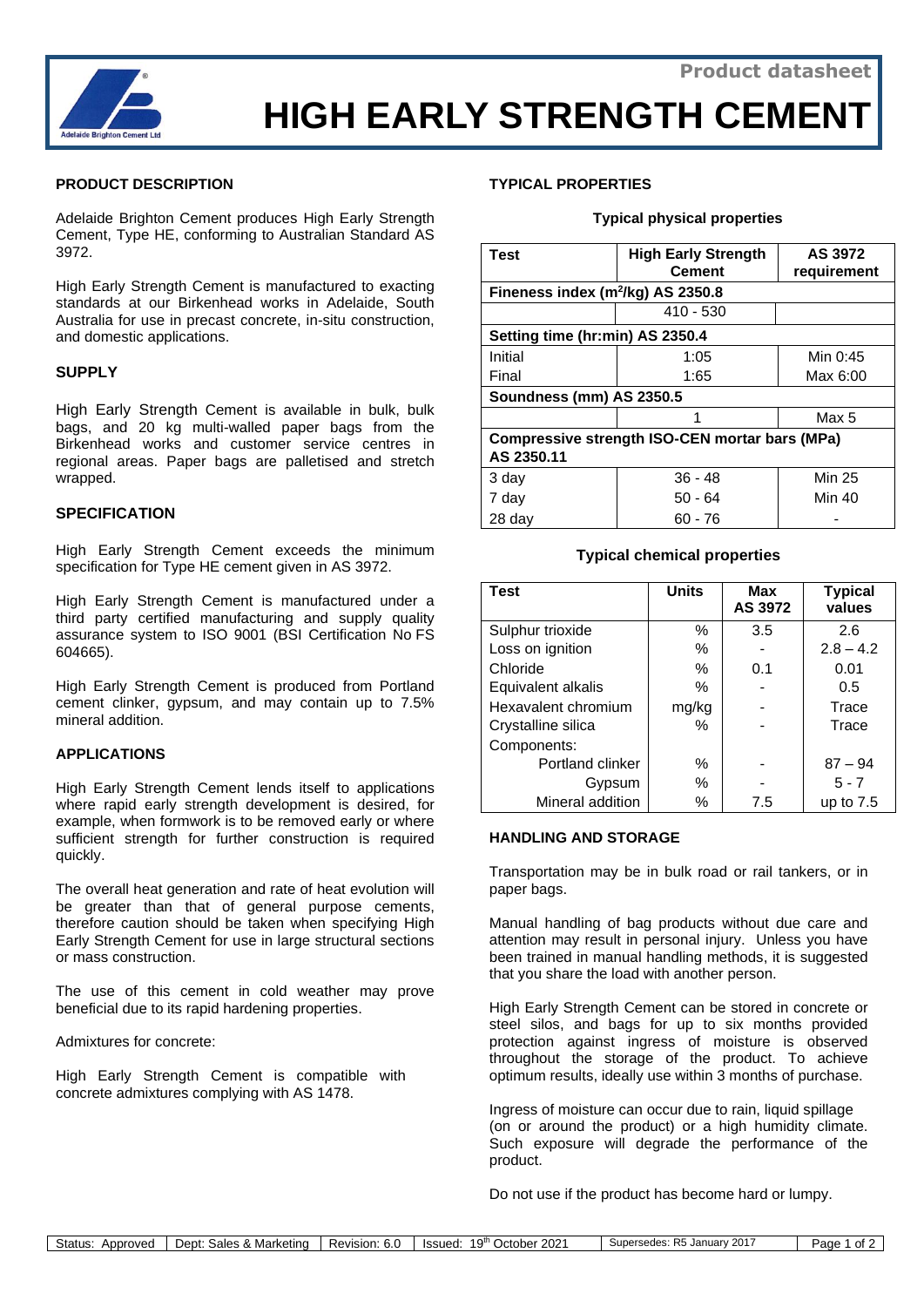Product datasheet

# HIGH EARLY STRENGTH CEMENT

## PRODUCT DESCRIPTION

Adelaide Brighton Cement produces High Early Strength Cement, Type HE, conforming to Australian Standard AS 3972.

High Early Strength Cement is manufactured to exacting standards at our Birkenhead works in Adelaide, South Australia for use in precast concrete, in-situ construction, and domestic applications.

## SUPPLY

High Early Strength Cement is available in bulk, bulk bags, and 20 kg multi-walled paper bags from the Birkenhead works and customer service centres in regional areas. Paper bags are palletised and stretch wrapped.

## SPECIFICATION

High Early Strength Cement exceeds the minimum specification for Type HE cement given in AS 3972.

High Early Strength Cement is manufactured under a third party certified manufacturing and supply quality assurance system to ISO 9001 (BSI Certification No FS 604665).

High Early Strength Cement is produced from Portland cement clinker, gypsum, and may contain up to 7.5% mineral addition.

## APPLICATIONS

High Early Strength Cement lends itself to applications where rapid early strength development is desired, for example, when formwork is to be removed early or where sufficient strength for further construction is required quickly.

The overall heat generation and rate of heat evolution will be greater than that of general purpose cements, therefore caution should be taken when specifying High Early Strength Cement for use in large structural sections or mass construction.

The use of this cement in cold weather may prove beneficial due to its rapid hardening properties.

Admixtures for concrete:

High Early Strength Cement is compatible with concrete admixtures complying with AS 1478.

## TYPICAL PROPERTIES

### Typical physical properties

| Test | High Early Strength Cement | AS 3972 requirement |
|---|---|---|
| **Fineness index ($m^2$/kg) AS 2350.8** | | |
| | 410 - 530 | |
| **Setting time (hr:min) AS 2350.4** | | |
| Initial | 1:05 | Min 0:45 |
| Final | 1:65 | Max 6:00 |
| **Soundness (mm) AS 2350.5** | | |
| | 1 | Max 5 |
| **Compressive strength ISO-CEN mortar bars (MPa) AS 2350.11** | | |
| 3 day | 36 - 48 | Min 25 |
| 7 day | 50 - 64 | Min 40 |
| 28 day | 60 - 76 | - |

### Typical chemical properties

| Test | Units | Max AS 3972 | Typical values |
|---|---|---|---|
| Sulphur trioxide | % | 3.5 | 2.6 |
| Loss on ignition | % | - | 2.8 – 4.2 |
| Chloride | % | 0.1 | 0.01 |
| Equivalent alkalis | % | - | 0.5 |
| Hexavalent chromium | mg/kg | - | Trace |
| Crystalline silica | % | - | Trace |
| Components: | | | |
| Portland clinker | % | - | 87 – 94 |
| Gypsum | % | - | 5 - 7 |
| Mineral addition | % | 7.5 | up to 7.5 |

## HANDLING AND STORAGE

Transportation may be in bulk road or rail tankers, or in paper bags.

Manual handling of bag products without due care and attention may result in personal injury. Unless you have been trained in manual handling methods, it is suggested that you share the load with another person.

High Early Strength Cement can be stored in concrete or steel silos, and bags for up to six months provided protection against ingress of moisture is observed throughout the storage of the product. To achieve optimum results, ideally use within 3 months of purchase.

Ingress of moisture can occur due to rain, liquid spillage (on or around the product) or a high humidity climate. Such exposure will degrade the performance of the product.

Do not use if the product has become hard or lumpy.

| Status: Approved | Dept: Sales & Marketing | Revision: 6.0 | Issued: 19th October 2021 | Supersedes: R5 January 2017 |
|---|---|---|---|---|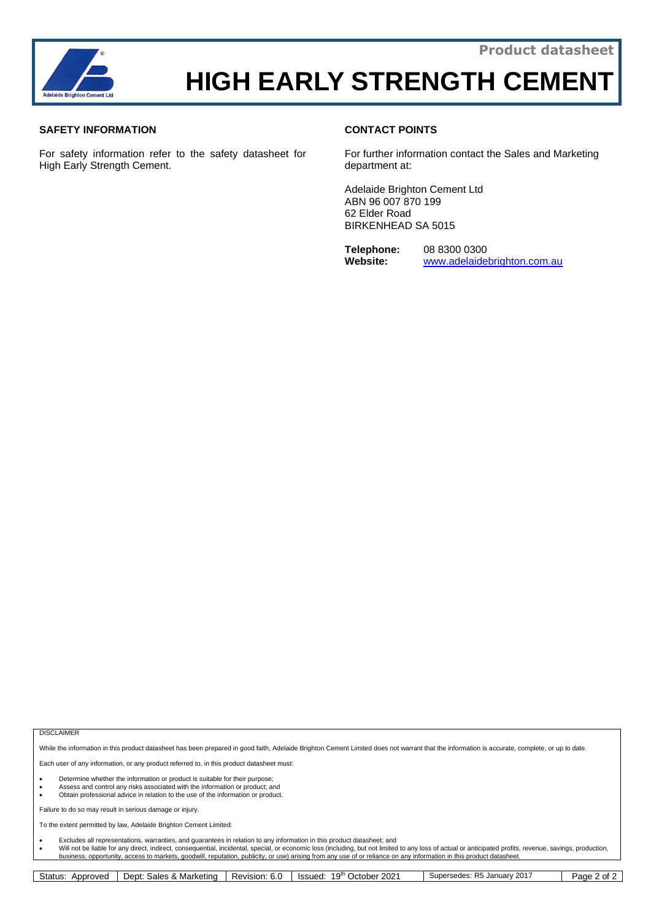## SAFETY INFORMATION

For safety information refer to the safety datasheet for High Early Strength Cement.

## CONTACT POINTS

For further information contact the Sales and Marketing department at:

Adelaide Brighton Cement Ltd
ABN 96 007 870 199
62 Elder Road
BIRKENHEAD SA 5015

**Telephone:** 08 8300 0300
**Website:** www.adelaidebrighton.com.au

DISCLAIMER

While the information in this product datasheet has been prepared in good faith, Adelaide Brighton Cement Limited does not warrant that the information is accurate, complete, or up to date.

Each user of any information, or any product referred to, in this product datasheet must:

- Determine whether the information or product is suitable for their purpose;
- Assess and control any risks associated with the information or product; and
- Obtain professional advice in relation to the use of the information or product.

Failure to do so may result in serious damage or injury.

To the extent permitted by law, Adelaide Brighton Cement Limited:

- Excludes all representations, warranties, and guarantees in relation to any information in this product datasheet; and
- Will not be liable for any direct, indirect, consequential, incidental, special, or economic loss (including, but not limited to any loss of actual or anticipated profits, revenue, savings, production, business, opportunity, access to markets, goodwill, reputation, publicity, or use) arising from any use of or reliance on any information in this product datasheet.

| | | | | |
|---|---|---|---|---|
| Status: Approved | Dept: Sales & Marketing | Revision: 6.0 | Issued: 19th October 2021 | Supersedes: R5 January 2017 |